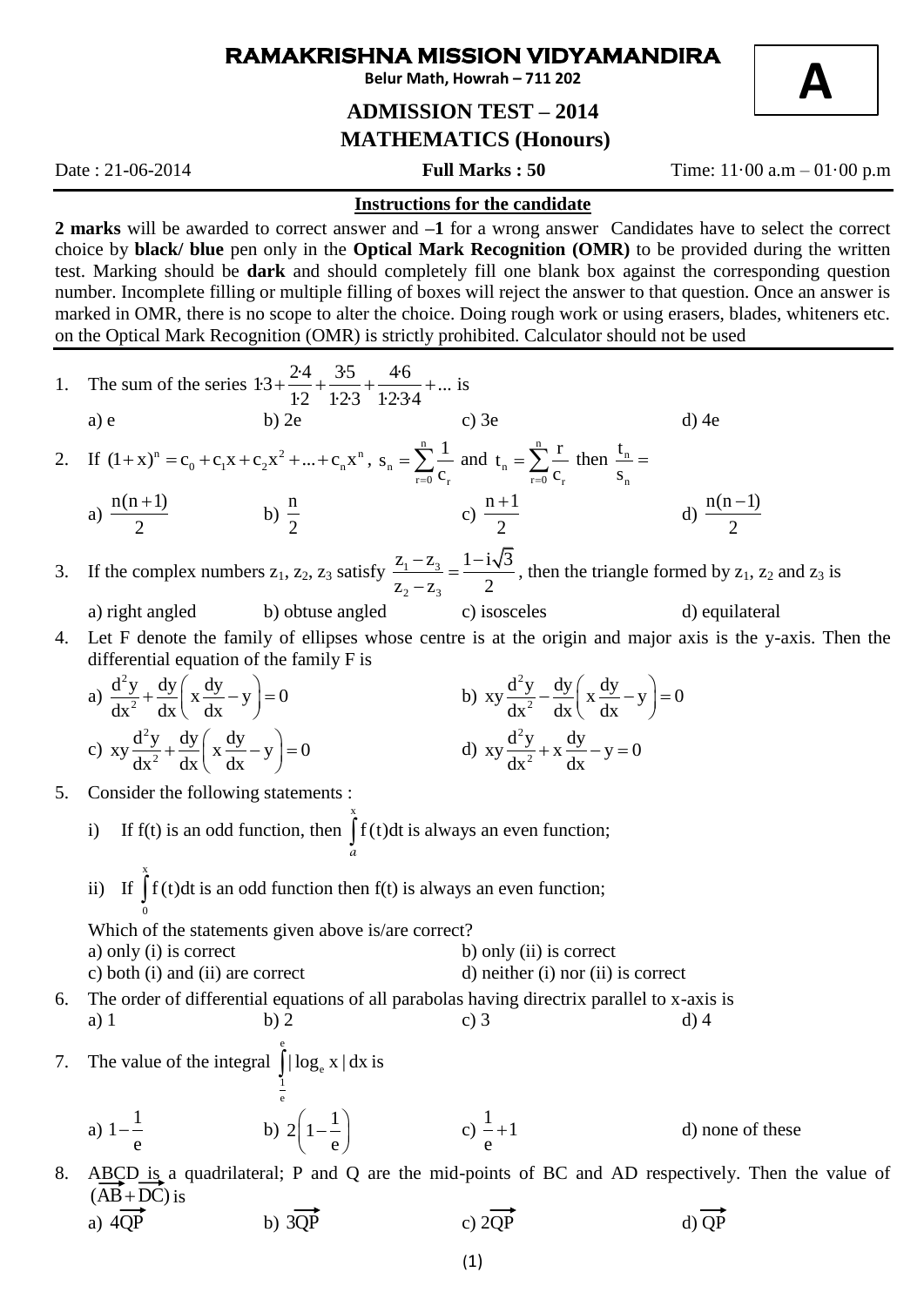# RAMAKRISHNA MISSION VIDYAMANDIRA

**Belur Math, Howrah – 711 202**

**A**

## ADMISSION TEST – 2014

## MATHEMATICS (Honours)

Date : 21-06-2014 **Full Marks : 50** Time: 11·00 a.m – 01·00 p.m

**Instructions for the candidate**

**2 marks** will be awarded to correct answer and **–1** for a wrong answer Candidates have to select the correct choice by **black/ blue** pen only in the **Optical Mark Recognition (OMR)** to be provided during the written test. Marking should be **dark** and should completely fill one blank box against the corresponding question number. Incomplete filling or multiple filling of boxes will reject the answer to that question. Once an answer is marked in OMR, there is no scope to alter the choice. Doing rough work or using erasers, blades, whiteners etc. on the Optical Mark Recognition (OMR) is strictly prohibited. Calculator should not be used

---

1. The sum of the series $1{\cdot}3 + \frac{2{\cdot}4}{1{\cdot}2} + \frac{3{\cdot}5}{1{\cdot}2{\cdot}3} + \frac{4{\cdot}6}{1{\cdot}2{\cdot}3{\cdot}4} + \ldots$ is

   a) e  b) 2e  c) 3e  d) 4e

2. If $(1+x)^n = c_0 + c_1x + c_2x^2 + \ldots + c_nx^n$, $s_n = \sum_{r=0}^{n} \frac{1}{c_r}$ and $t_n = \sum_{r=0}^{n} \frac{r}{c_r}$ then $\frac{t_n}{s_n} =$

   a) $\frac{n(n+1)}{2}$  b) $\frac{n}{2}$  c) $\frac{n+1}{2}$  d) $\frac{n(n-1)}{2}$

3. If the complex numbers $z_1$, $z_2$, $z_3$ satisfy $\frac{z_1 - z_3}{z_2 - z_3} = \frac{1 - i\sqrt{3}}{2}$, then the triangle formed by $z_1$, $z_2$ and $z_3$ is

   a) right angled  b) obtuse angled  c) isosceles  d) equilateral

4. Let F denote the family of ellipses whose centre is at the origin and major axis is the y-axis. Then the differential equation of the family F is

   a) $\frac{d^2y}{dx^2} + \frac{dy}{dx}\left(x\frac{dy}{dx} - y\right) = 0$  b) $xy\frac{d^2y}{dx^2} - \frac{dy}{dx}\left(x\frac{dy}{dx} - y\right) = 0$

   c) $xy\frac{d^2y}{dx^2} + \frac{dy}{dx}\left(x\frac{dy}{dx} - y\right) = 0$  d) $xy\frac{d^2y}{dx^2} + x\frac{dy}{dx} - y = 0$

5. Consider the following statements :

   i) If f(t) is an odd function, then $\int_a^x f(t)dt$ is always an even function;

   ii) If $\int_0^x f(t)dt$ is an odd function then f(t) is always an even function;

   Which of the statements given above is/are correct?

   a) only (i) is correct  b) only (ii) is correct

   c) both (i) and (ii) are correct  d) neither (i) nor (ii) is correct

6. The order of differential equations of all parabolas having directrix parallel to x-axis is

   a) 1  b) 2  c) 3  d) 4

7. The value of the integral $\int_{\frac{1}{e}}^{e} |\log_e x|\,dx$ is

   a) $1 - \frac{1}{e}$  b) $2\left(1 - \frac{1}{e}\right)$  c) $\frac{1}{e} + 1$  d) none of these

8. ABCD is a quadrilateral; P and Q are the mid-points of BC and AD respectively. Then the value of $(\overrightarrow{AB} + \overrightarrow{DC})$ is

   a) $4\overrightarrow{QP}$  b) $3\overrightarrow{QP}$  c) $2\overrightarrow{QP}$  d) $\overrightarrow{QP}$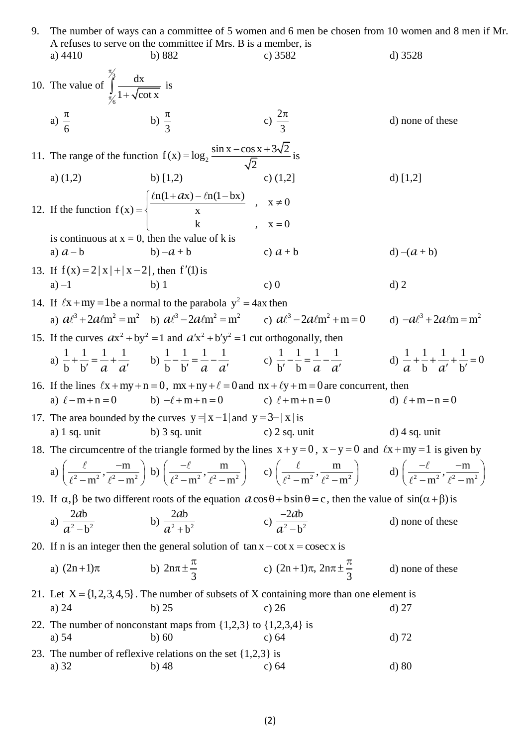9. The number of ways can a committee of 5 women and 6 men be chosen from 10 women and 8 men if Mr. A refuses to serve on the committee if Mrs. B is a member, is
   a) 4410  b) 882  c) 3582  d) 3528

10. The value of $\int_{\pi/6}^{\pi/3} \frac{dx}{1+\sqrt{\cot x}}$ is
   a) $\frac{\pi}{6}$  b) $\frac{\pi}{3}$  c) $\frac{2\pi}{3}$  d) none of these

11. The range of the function $f(x) = \log_2 \frac{\sin x - \cos x + 3\sqrt{2}}{\sqrt{2}}$ is
   a) (1,2)  b) [1,2)  c) (1,2]  d) [1,2]

12. If the function $f(x) = \begin{cases} \frac{\ell n(1+a x) - \ell n(1-bx)}{x} & , \quad x \neq 0 \\ k & , \quad x = 0 \end{cases}$
   is continuous at x = 0, then the value of k is
   a) $a - b$  b) $-a + b$  c) $a + b$  d) $-(a + b)$

13. If $f(x) = 2|x| + |x-2|$, then $f'(1)$ is
   a) –1  b) 1  c) 0  d) 2

14. If $\ell x + my = 1$ be a normal to the parabola $y^2 = 4ax$ then
   a) $a\ell^3 + 2a\ell m^2 = m^2$  b) $a\ell^3 - 2a\ell m^2 = m^2$  c) $a\ell^3 - 2a\ell m^2 + m = 0$  d) $-a\ell^3 + 2a\ell m = m^2$

15. If the curves $ax^2 + by^2 = 1$ and $a'x^2 + b'y^2 = 1$ cut orthogonally, then
   a) $\frac{1}{b} + \frac{1}{b'} = \frac{1}{a} + \frac{1}{a'}$  b) $\frac{1}{b} - \frac{1}{b'} = \frac{1}{a} - \frac{1}{a'}$  c) $\frac{1}{b'} - \frac{1}{b} = \frac{1}{a} - \frac{1}{a'}$  d) $\frac{1}{a} + \frac{1}{b} + \frac{1}{a'} + \frac{1}{b'} = 0$

16. If the lines $\ell x + my + n = 0$, $mx + ny + \ell = 0$ and $nx + \ell y + m = 0$ are concurrent, then
   a) $\ell - m + n = 0$  b) $-\ell + m + n = 0$  c) $\ell + m + n = 0$  d) $\ell + m - n = 0$

17. The area bounded by the curves $y = |x-1|$ and $y = 3 - |x|$ is
   a) 1 sq. unit  b) 3 sq. unit  c) 2 sq. unit  d) 4 sq. unit

18. The circumcentre of the triangle formed by the lines $x + y = 0$, $x - y = 0$ and $\ell x + my = 1$ is given by
   a) $\left(\frac{\ell}{\ell^2 - m^2}, \frac{-m}{\ell^2 - m^2}\right)$  b) $\left(\frac{-\ell}{\ell^2 - m^2}, \frac{m}{\ell^2 - m^2}\right)$  c) $\left(\frac{\ell}{\ell^2 - m^2}, \frac{m}{\ell^2 - m^2}\right)$  d) $\left(\frac{-\ell}{\ell^2 - m^2}, \frac{-m}{\ell^2 - m^2}\right)$

19. If $\alpha, \beta$ be two different roots of the equation $a\cos\theta + b\sin\theta = c$, then the value of $\sin(\alpha+\beta)$ is
   a) $\frac{2ab}{a^2 - b^2}$  b) $\frac{2ab}{a^2 + b^2}$  c) $\frac{-2ab}{a^2 - b^2}$  d) none of these

20. If n is an integer then the general solution of $\tan x - \cot x = \operatorname{cosec} x$ is
   a) $(2n+1)\pi$  b) $2n\pi \pm \frac{\pi}{3}$  c) $(2n+1)\pi,\ 2n\pi \pm \frac{\pi}{3}$  d) none of these

21. Let $X = \{1, 2, 3, 4, 5\}$. The number of subsets of X containing more than one element is
   a) 24  b) 25  c) 26  d) 27

22. The number of nonconstant maps from {1,2,3} to {1,2,3,4} is
   a) 54  b) 60  c) 64  d) 72

23. The number of reflexive relations on the set {1,2,3} is
   a) 32  b) 48  c) 64  d) 80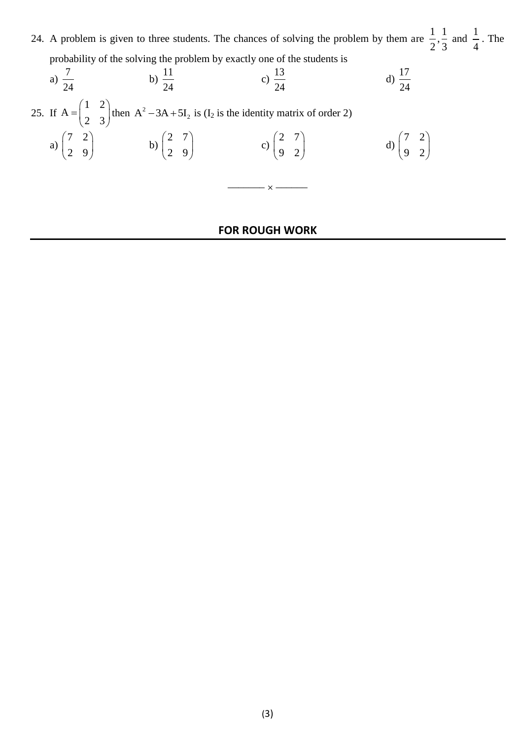24. A problem is given to three students. The chances of solving the problem by them are $\frac{1}{2}, \frac{1}{3}$ and $\frac{1}{4}$. The probability of the solving the problem by exactly one of the students is

a) $\frac{7}{24}$  b) $\frac{11}{24}$  c) $\frac{13}{24}$  d) $\frac{17}{24}$

25. If $A = \begin{pmatrix} 1 & 2 \\ 2 & 3 \end{pmatrix}$ then $A^2 - 3A + 5I_2$ is ($I_2$ is the identity matrix of order 2)

a) $\begin{pmatrix} 7 & 2 \\ 2 & 9 \end{pmatrix}$  b) $\begin{pmatrix} 2 & 7 \\ 2 & 9 \end{pmatrix}$  c) $\begin{pmatrix} 2 & 7 \\ 9 & 2 \end{pmatrix}$  d) $\begin{pmatrix} 7 & 2 \\ 9 & 2 \end{pmatrix}$

———— × ————

**FOR ROUGH WORK**